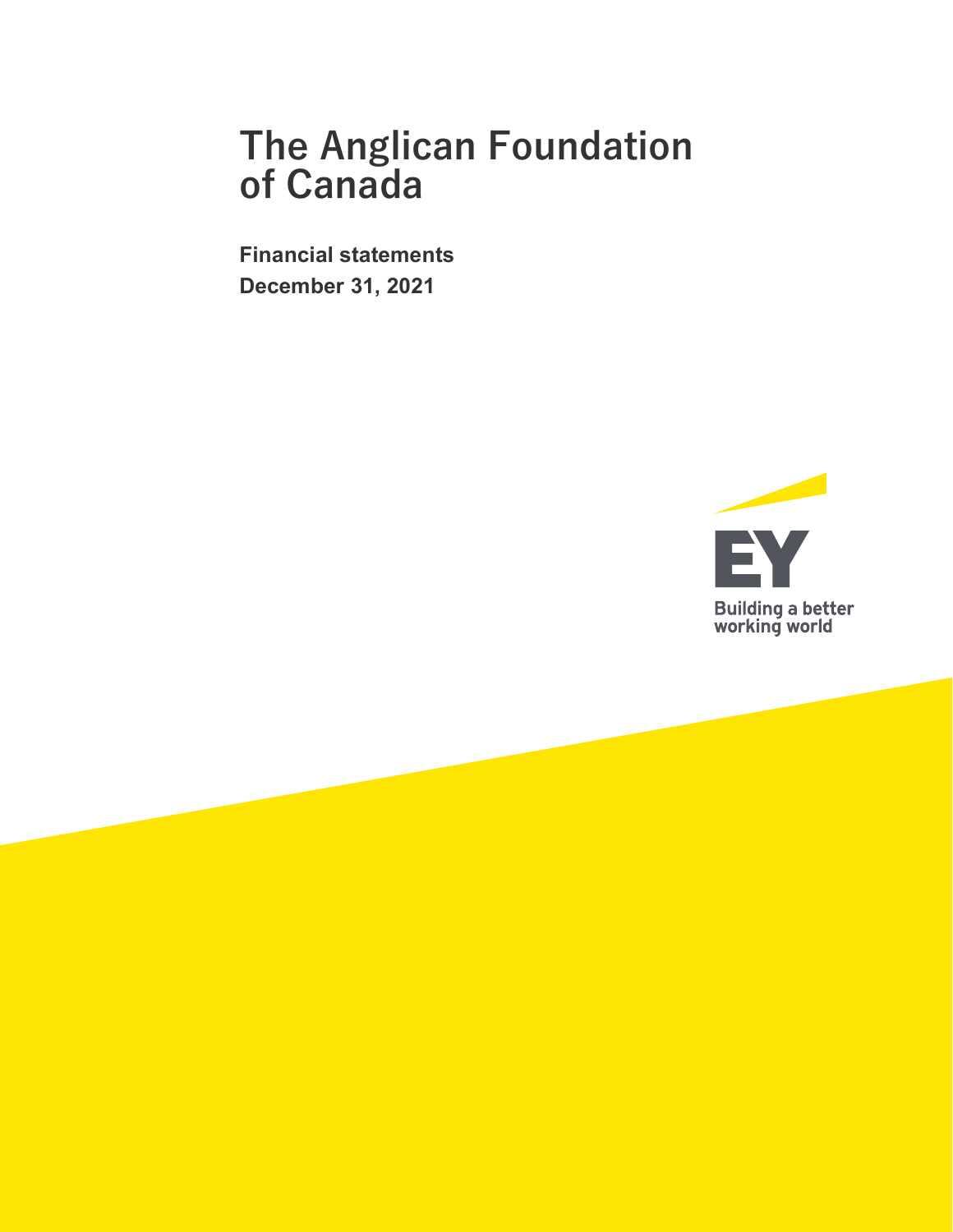# The Anglican Foundation of Canada

**Financial statements**

**December 31, 2021**

EY

Building a better working world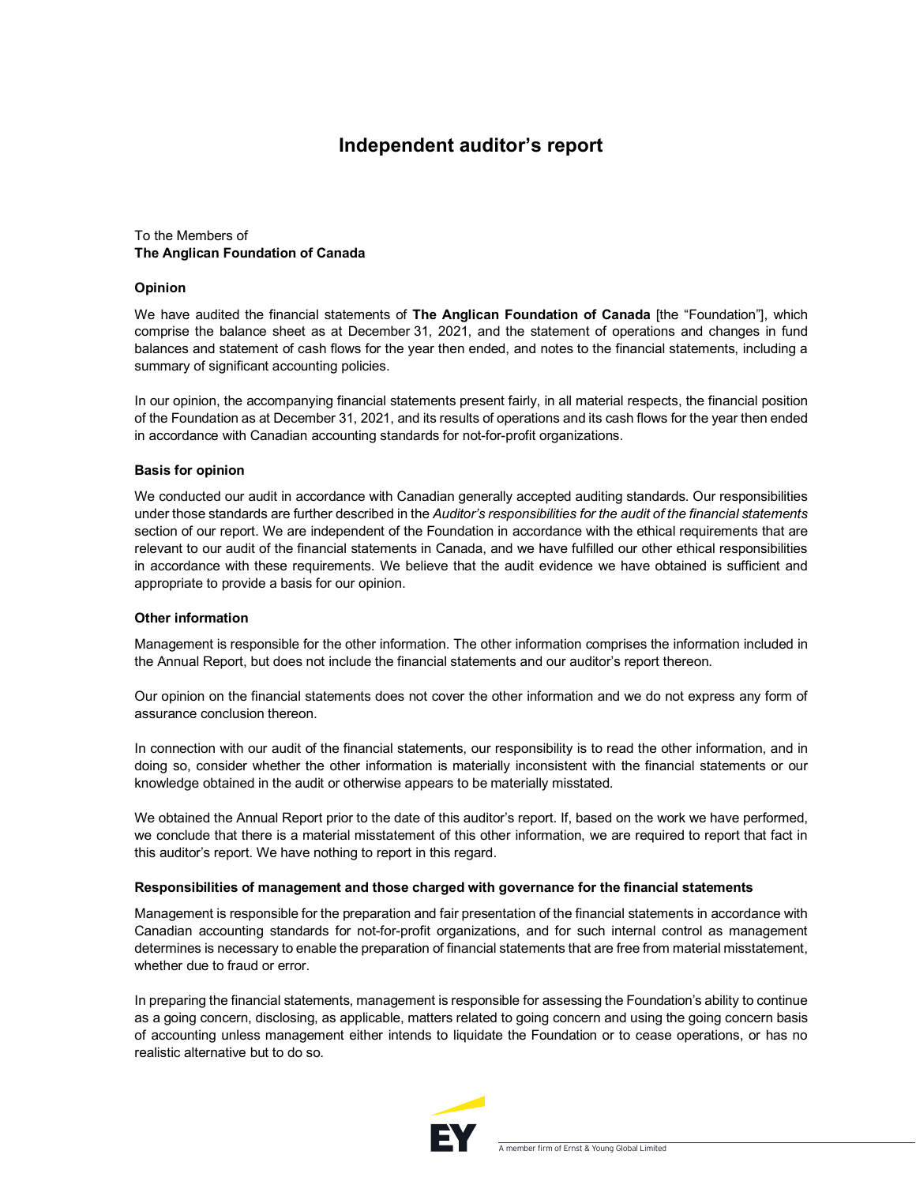# Independent auditor's report

To the Members of
**The Anglican Foundation of Canada**

### Opinion

We have audited the financial statements of **The Anglican Foundation of Canada** [the "Foundation"], which comprise the balance sheet as at December 31, 2021, and the statement of operations and changes in fund balances and statement of cash flows for the year then ended, and notes to the financial statements, including a summary of significant accounting policies.

In our opinion, the accompanying financial statements present fairly, in all material respects, the financial position of the Foundation as at December 31, 2021, and its results of operations and its cash flows for the year then ended in accordance with Canadian accounting standards for not-for-profit organizations.

### Basis for opinion

We conducted our audit in accordance with Canadian generally accepted auditing standards. Our responsibilities under those standards are further described in the *Auditor's responsibilities for the audit of the financial statements* section of our report. We are independent of the Foundation in accordance with the ethical requirements that are relevant to our audit of the financial statements in Canada, and we have fulfilled our other ethical responsibilities in accordance with these requirements. We believe that the audit evidence we have obtained is sufficient and appropriate to provide a basis for our opinion.

### Other information

Management is responsible for the other information. The other information comprises the information included in the Annual Report, but does not include the financial statements and our auditor's report thereon.

Our opinion on the financial statements does not cover the other information and we do not express any form of assurance conclusion thereon.

In connection with our audit of the financial statements, our responsibility is to read the other information, and in doing so, consider whether the other information is materially inconsistent with the financial statements or our knowledge obtained in the audit or otherwise appears to be materially misstated.

We obtained the Annual Report prior to the date of this auditor's report. If, based on the work we have performed, we conclude that there is a material misstatement of this other information, we are required to report that fact in this auditor's report. We have nothing to report in this regard.

### Responsibilities of management and those charged with governance for the financial statements

Management is responsible for the preparation and fair presentation of the financial statements in accordance with Canadian accounting standards for not-for-profit organizations, and for such internal control as management determines is necessary to enable the preparation of financial statements that are free from material misstatement, whether due to fraud or error.

In preparing the financial statements, management is responsible for assessing the Foundation's ability to continue as a going concern, disclosing, as applicable, matters related to going concern and using the going concern basis of accounting unless management either intends to liquidate the Foundation or to cease operations, or has no realistic alternative but to do so.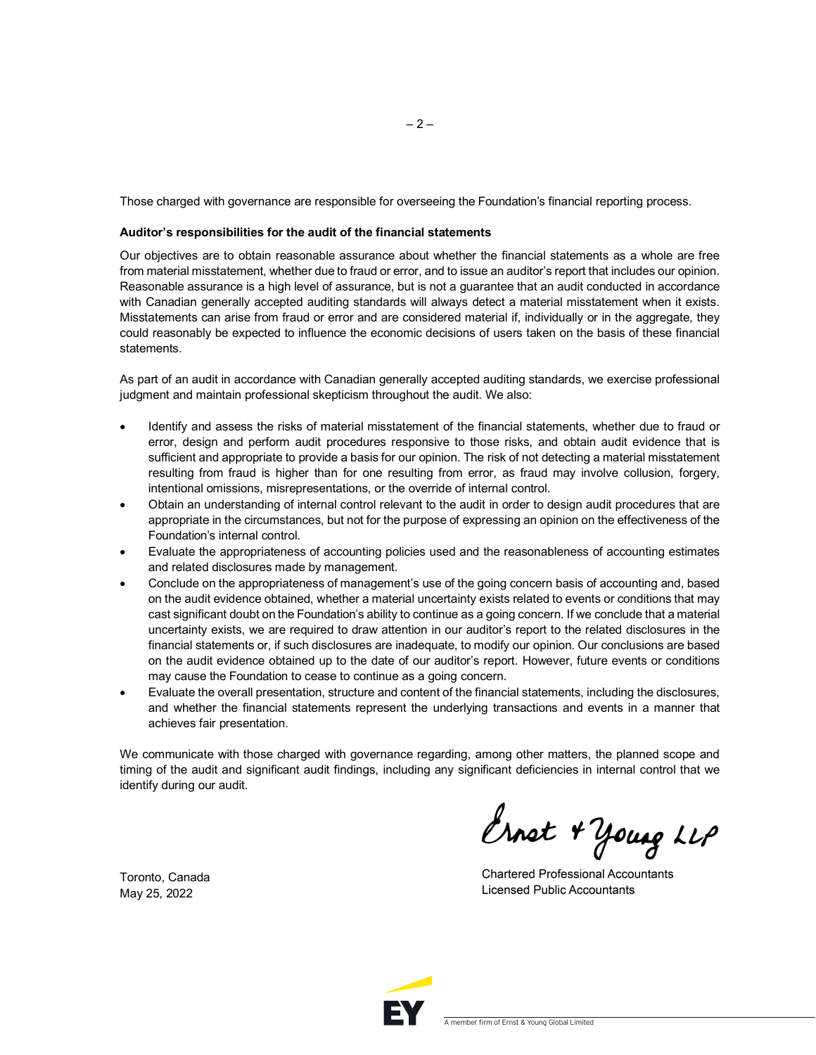Those charged with governance are responsible for overseeing the Foundation's financial reporting process.

**Auditor's responsibilities for the audit of the financial statements**

Our objectives are to obtain reasonable assurance about whether the financial statements as a whole are free from material misstatement, whether due to fraud or error, and to issue an auditor's report that includes our opinion. Reasonable assurance is a high level of assurance, but is not a guarantee that an audit conducted in accordance with Canadian generally accepted auditing standards will always detect a material misstatement when it exists. Misstatements can arise from fraud or error and are considered material if, individually or in the aggregate, they could reasonably be expected to influence the economic decisions of users taken on the basis of these financial statements.

As part of an audit in accordance with Canadian generally accepted auditing standards, we exercise professional judgment and maintain professional skepticism throughout the audit. We also:

- Identify and assess the risks of material misstatement of the financial statements, whether due to fraud or error, design and perform audit procedures responsive to those risks, and obtain audit evidence that is sufficient and appropriate to provide a basis for our opinion. The risk of not detecting a material misstatement resulting from fraud is higher than for one resulting from error, as fraud may involve collusion, forgery, intentional omissions, misrepresentations, or the override of internal control.
- Obtain an understanding of internal control relevant to the audit in order to design audit procedures that are appropriate in the circumstances, but not for the purpose of expressing an opinion on the effectiveness of the Foundation's internal control.
- Evaluate the appropriateness of accounting policies used and the reasonableness of accounting estimates and related disclosures made by management.
- Conclude on the appropriateness of management's use of the going concern basis of accounting and, based on the audit evidence obtained, whether a material uncertainty exists related to events or conditions that may cast significant doubt on the Foundation's ability to continue as a going concern. If we conclude that a material uncertainty exists, we are required to draw attention in our auditor's report to the related disclosures in the financial statements or, if such disclosures are inadequate, to modify our opinion. Our conclusions are based on the audit evidence obtained up to the date of our auditor's report. However, future events or conditions may cause the Foundation to cease to continue as a going concern.
- Evaluate the overall presentation, structure and content of the financial statements, including the disclosures, and whether the financial statements represent the underlying transactions and events in a manner that achieves fair presentation.

We communicate with those charged with governance regarding, among other matters, the planned scope and timing of the audit and significant audit findings, including any significant deficiencies in internal control that we identify during our audit.

Ernst & Young LLP

Chartered Professional Accountants
Licensed Public Accountants

Toronto, Canada
May 25, 2022

A member firm of Ernst & Young Global Limited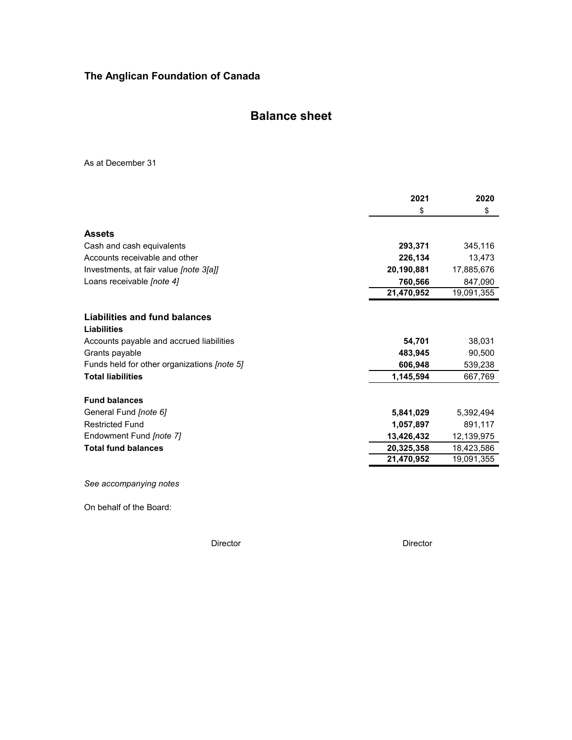## The Anglican Foundation of Canada

# Balance sheet

As at December 31

| | 2021 | 2020 |
|---|---|---|
| | $ | $ |
| **Assets** | | |
| Cash and cash equivalents | **293,371** | 345,116 |
| Accounts receivable and other | **226,134** | 13,473 |
| Investments, at fair value *[note 3[a]]* | **20,190,881** | 17,885,676 |
| Loans receivable *[note 4]* | **760,566** | 847,090 |
| | **21,470,952** | 19,091,355 |
| **Liabilities and fund balances** | | |
| **Liabilities** | | |
| Accounts payable and accrued liabilities | **54,701** | 38,031 |
| Grants payable | **483,945** | 90,500 |
| Funds held for other organizations *[note 5]* | **606,948** | 539,238 |
| **Total liabilities** | **1,145,594** | 667,769 |
| **Fund balances** | | |
| General Fund *[note 6]* | **5,841,029** | 5,392,494 |
| Restricted Fund | **1,057,897** | 891,117 |
| Endowment Fund *[note 7]* | **13,426,432** | 12,139,975 |
| **Total fund balances** | **20,325,358** | 18,423,586 |
| | **21,470,952** | 19,091,355 |

*See accompanying notes*

On behalf of the Board:

Director

Director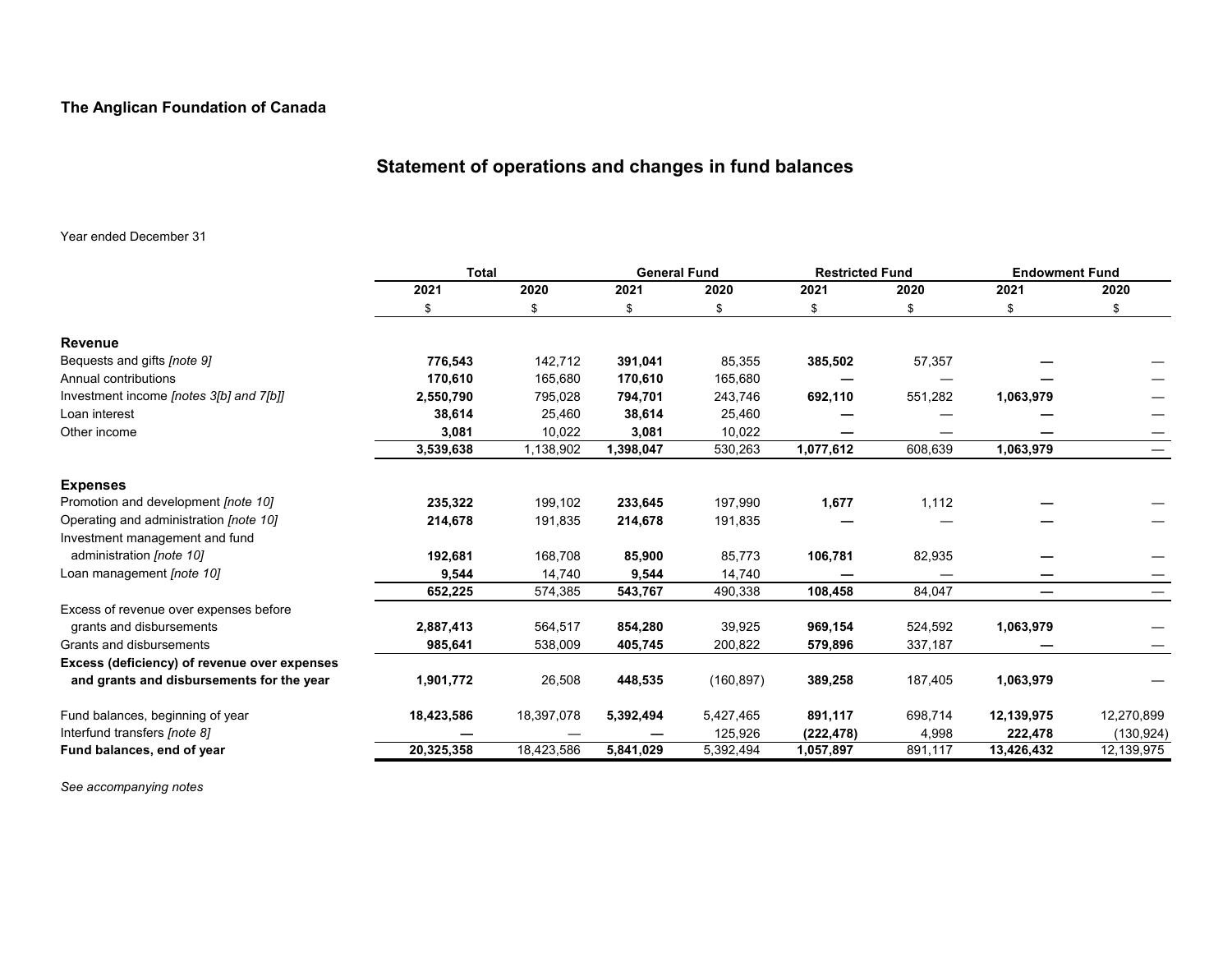**The Anglican Foundation of Canada**

## Statement of operations and changes in fund balances

Year ended December 31

| | Total | | General Fund | | Restricted Fund | | Endowment Fund | |
|---|---|---|---|---|---|---|---|---|
| | 2021 | 2020 | 2021 | 2020 | 2021 | 2020 | 2021 | 2020 |
| | $ | $ | $ | $ | $ | $ | $ | $ |
| **Revenue** | | | | | | | | |
| Bequests and gifts *[note 9]* | **776,543** | 142,712 | **391,041** | 85,355 | **385,502** | 57,357 | **—** | — |
| Annual contributions | **170,610** | 165,680 | **170,610** | 165,680 | **—** | — | **—** | — |
| Investment income *[notes 3[b] and 7[b]]* | **2,550,790** | 795,028 | **794,701** | 243,746 | **692,110** | 551,282 | **1,063,979** | — |
| Loan interest | **38,614** | 25,460 | **38,614** | 25,460 | **—** | — | **—** | — |
| Other income | **3,081** | 10,022 | **3,081** | 10,022 | **—** | — | **—** | — |
| | **3,539,638** | 1,138,902 | **1,398,047** | 530,263 | **1,077,612** | 608,639 | **1,063,979** | — |
| **Expenses** | | | | | | | | |
| Promotion and development *[note 10]* | **235,322** | 199,102 | **233,645** | 197,990 | **1,677** | 1,112 | **—** | — |
| Operating and administration *[note 10]* | **214,678** | 191,835 | **214,678** | 191,835 | **—** | — | **—** | — |
| Investment management and fund administration *[note 10]* | **192,681** | 168,708 | **85,900** | 85,773 | **106,781** | 82,935 | **—** | — |
| Loan management *[note 10]* | **9,544** | 14,740 | **9,544** | 14,740 | **—** | — | **—** | — |
| | **652,225** | 574,385 | **543,767** | 490,338 | **108,458** | 84,047 | **—** | — |
| Excess of revenue over expenses before grants and disbursements | **2,887,413** | 564,517 | **854,280** | 39,925 | **969,154** | 524,592 | **1,063,979** | — |
| Grants and disbursements | **985,641** | 538,009 | **405,745** | 200,822 | **579,896** | 337,187 | **—** | — |
| **Excess (deficiency) of revenue over expenses and grants and disbursements for the year** | **1,901,772** | 26,508 | **448,535** | (160,897) | **389,258** | 187,405 | **1,063,979** | — |
| Fund balances, beginning of year | **18,423,586** | 18,397,078 | **5,392,494** | 5,427,465 | **891,117** | 698,714 | **12,139,975** | 12,270,899 |
| Interfund transfers *[note 8]* | **—** | — | **—** | 125,926 | **(222,478)** | 4,998 | **222,478** | (130,924) |
| **Fund balances, end of year** | **20,325,358** | 18,423,586 | **5,841,029** | 5,392,494 | **1,057,897** | 891,117 | **13,426,432** | 12,139,975 |

*See accompanying notes*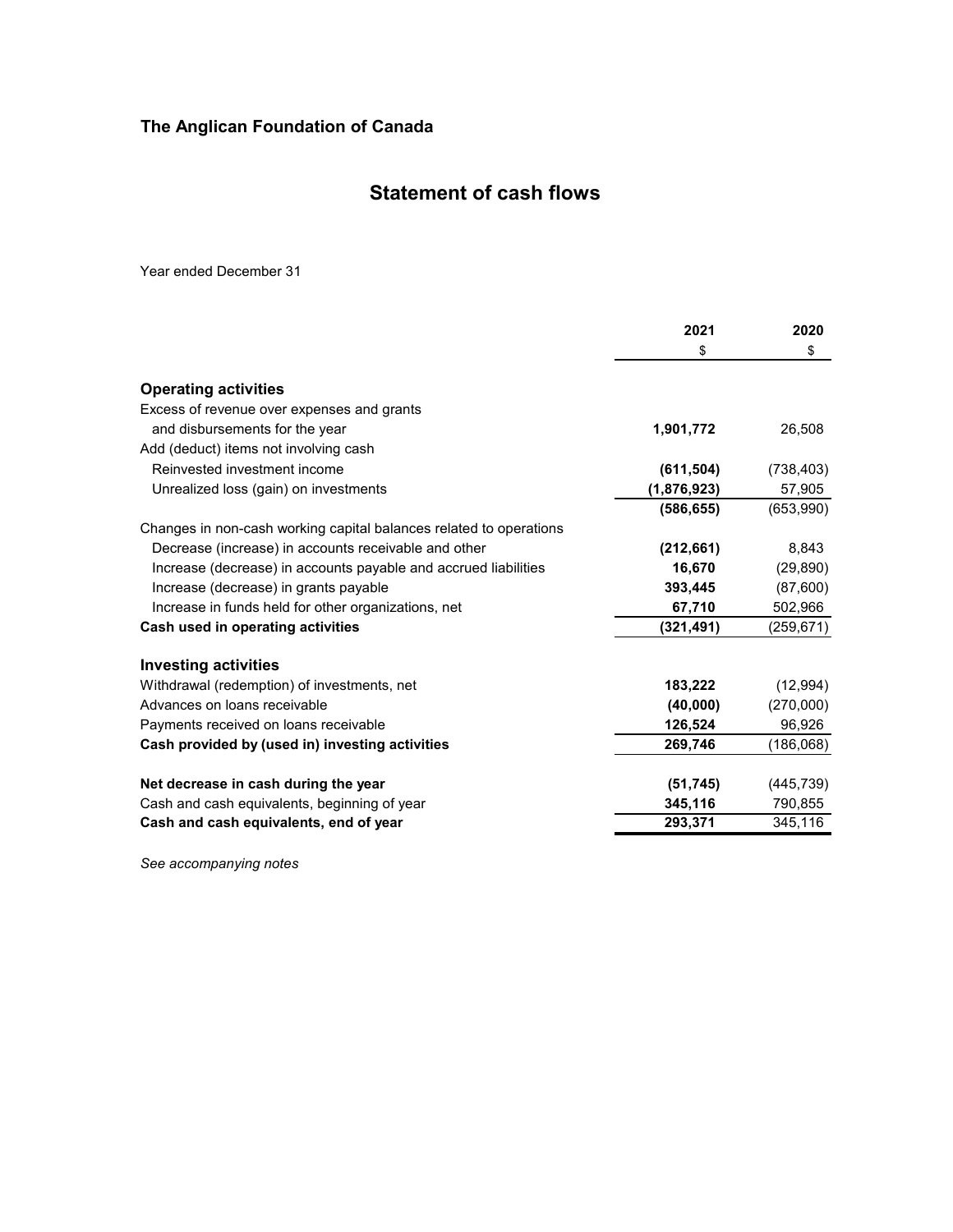## The Anglican Foundation of Canada

# Statement of cash flows

Year ended December 31

| | 2021 | 2020 |
|---|---|---|
| | $ | $ |
| **Operating activities** | | |
| Excess of revenue over expenses and grants and disbursements for the year | **1,901,772** | 26,508 |
| Add (deduct) items not involving cash | | |
| Reinvested investment income | **(611,504)** | (738,403) |
| Unrealized loss (gain) on investments | **(1,876,923)** | 57,905 |
| | **(586,655)** | (653,990) |
| Changes in non-cash working capital balances related to operations | | |
| Decrease (increase) in accounts receivable and other | **(212,661)** | 8,843 |
| Increase (decrease) in accounts payable and accrued liabilities | **16,670** | (29,890) |
| Increase (decrease) in grants payable | **393,445** | (87,600) |
| Increase in funds held for other organizations, net | **67,710** | 502,966 |
| **Cash used in operating activities** | **(321,491)** | (259,671) |
| **Investing activities** | | |
| Withdrawal (redemption) of investments, net | **183,222** | (12,994) |
| Advances on loans receivable | **(40,000)** | (270,000) |
| Payments received on loans receivable | **126,524** | 96,926 |
| **Cash provided by (used in) investing activities** | **269,746** | (186,068) |
| **Net decrease in cash during the year** | **(51,745)** | (445,739) |
| Cash and cash equivalents, beginning of year | **345,116** | 790,855 |
| **Cash and cash equivalents, end of year** | **293,371** | 345,116 |

*See accompanying notes*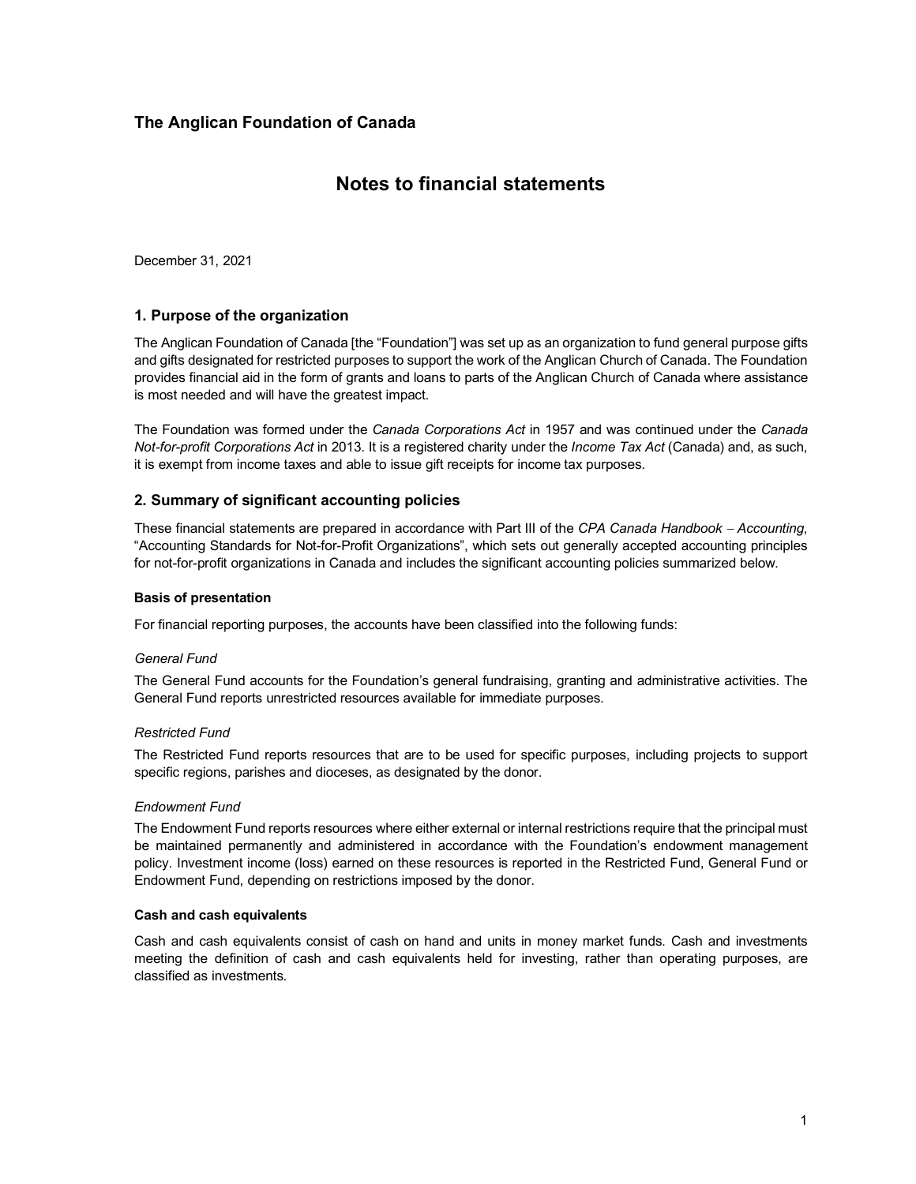## The Anglican Foundation of Canada

# Notes to financial statements

December 31, 2021

## 1. Purpose of the organization

The Anglican Foundation of Canada [the "Foundation"] was set up as an organization to fund general purpose gifts and gifts designated for restricted purposes to support the work of the Anglican Church of Canada. The Foundation provides financial aid in the form of grants and loans to parts of the Anglican Church of Canada where assistance is most needed and will have the greatest impact.

The Foundation was formed under the *Canada Corporations Act* in 1957 and was continued under the *Canada Not-for-profit Corporations Act* in 2013. It is a registered charity under the *Income Tax Act* (Canada) and, as such, it is exempt from income taxes and able to issue gift receipts for income tax purposes.

## 2. Summary of significant accounting policies

These financial statements are prepared in accordance with Part III of the *CPA Canada Handbook – Accounting*, "Accounting Standards for Not-for-Profit Organizations", which sets out generally accepted accounting principles for not-for-profit organizations in Canada and includes the significant accounting policies summarized below.

**Basis of presentation**

For financial reporting purposes, the accounts have been classified into the following funds:

*General Fund*

The General Fund accounts for the Foundation's general fundraising, granting and administrative activities. The General Fund reports unrestricted resources available for immediate purposes.

*Restricted Fund*

The Restricted Fund reports resources that are to be used for specific purposes, including projects to support specific regions, parishes and dioceses, as designated by the donor.

*Endowment Fund*

The Endowment Fund reports resources where either external or internal restrictions require that the principal must be maintained permanently and administered in accordance with the Foundation's endowment management policy. Investment income (loss) earned on these resources is reported in the Restricted Fund, General Fund or Endowment Fund, depending on restrictions imposed by the donor.

**Cash and cash equivalents**

Cash and cash equivalents consist of cash on hand and units in money market funds. Cash and investments meeting the definition of cash and cash equivalents held for investing, rather than operating purposes, are classified as investments.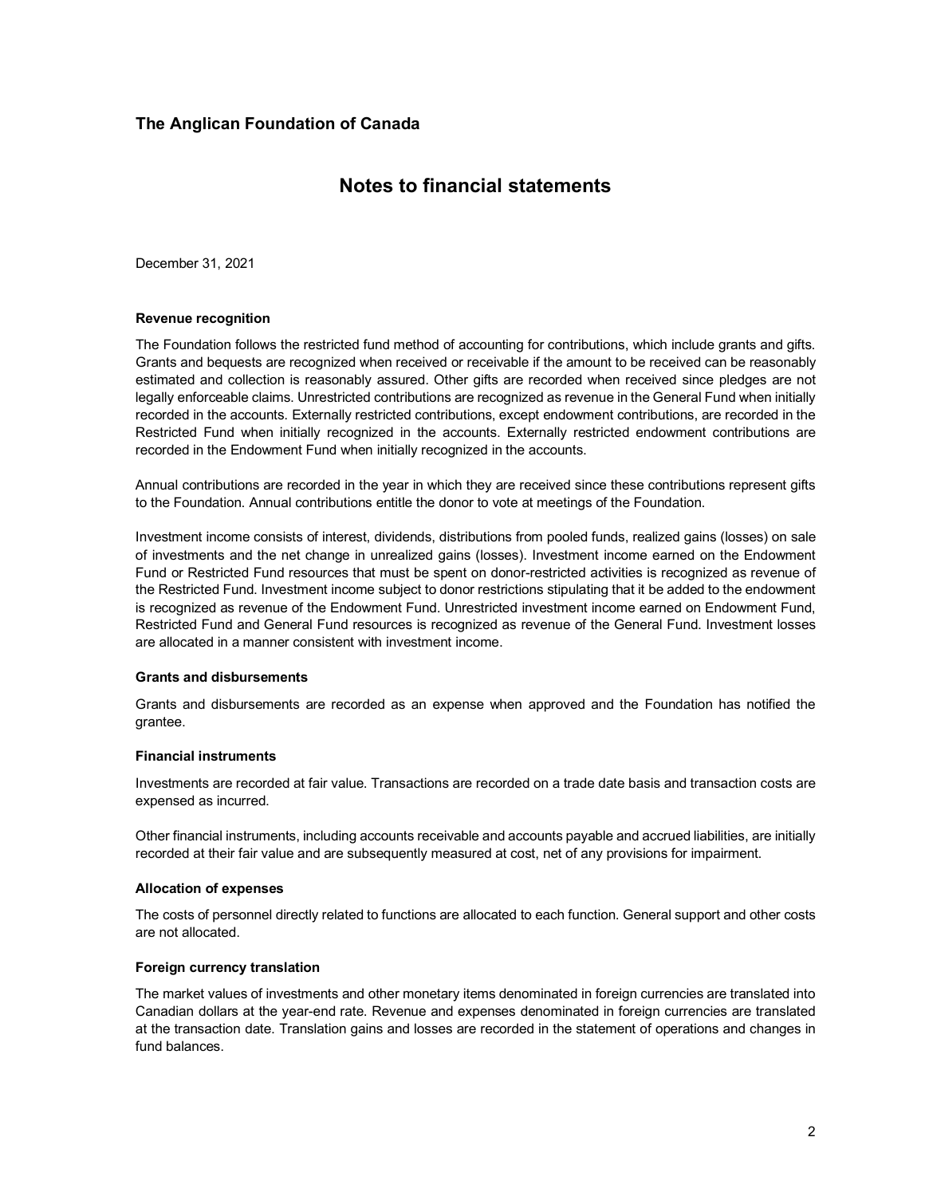## The Anglican Foundation of Canada

# Notes to financial statements

December 31, 2021

### Revenue recognition

The Foundation follows the restricted fund method of accounting for contributions, which include grants and gifts. Grants and bequests are recognized when received or receivable if the amount to be received can be reasonably estimated and collection is reasonably assured. Other gifts are recorded when received since pledges are not legally enforceable claims. Unrestricted contributions are recognized as revenue in the General Fund when initially recorded in the accounts. Externally restricted contributions, except endowment contributions, are recorded in the Restricted Fund when initially recognized in the accounts. Externally restricted endowment contributions are recorded in the Endowment Fund when initially recognized in the accounts.

Annual contributions are recorded in the year in which they are received since these contributions represent gifts to the Foundation. Annual contributions entitle the donor to vote at meetings of the Foundation.

Investment income consists of interest, dividends, distributions from pooled funds, realized gains (losses) on sale of investments and the net change in unrealized gains (losses). Investment income earned on the Endowment Fund or Restricted Fund resources that must be spent on donor-restricted activities is recognized as revenue of the Restricted Fund. Investment income subject to donor restrictions stipulating that it be added to the endowment is recognized as revenue of the Endowment Fund. Unrestricted investment income earned on Endowment Fund, Restricted Fund and General Fund resources is recognized as revenue of the General Fund. Investment losses are allocated in a manner consistent with investment income.

### Grants and disbursements

Grants and disbursements are recorded as an expense when approved and the Foundation has notified the grantee.

### Financial instruments

Investments are recorded at fair value. Transactions are recorded on a trade date basis and transaction costs are expensed as incurred.

Other financial instruments, including accounts receivable and accounts payable and accrued liabilities, are initially recorded at their fair value and are subsequently measured at cost, net of any provisions for impairment.

### Allocation of expenses

The costs of personnel directly related to functions are allocated to each function. General support and other costs are not allocated.

### Foreign currency translation

The market values of investments and other monetary items denominated in foreign currencies are translated into Canadian dollars at the year-end rate. Revenue and expenses denominated in foreign currencies are translated at the transaction date. Translation gains and losses are recorded in the statement of operations and changes in fund balances.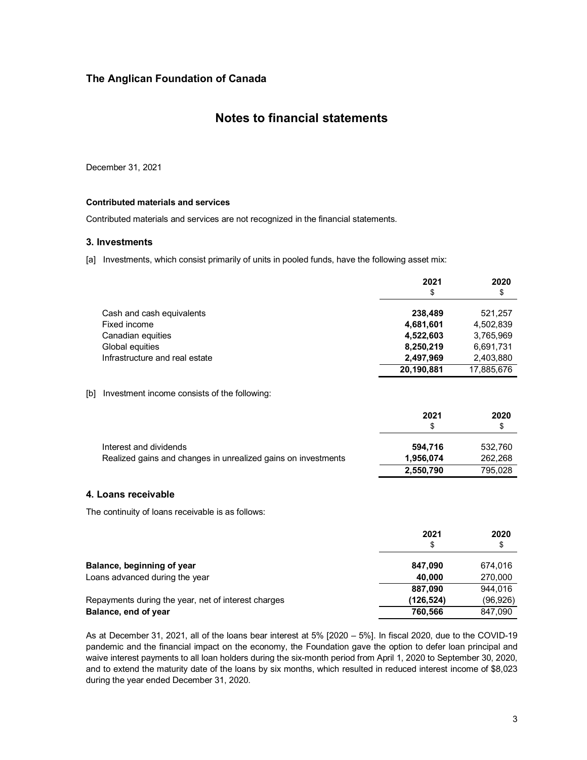## The Anglican Foundation of Canada

# Notes to financial statements

December 31, 2021

**Contributed materials and services**

Contributed materials and services are not recognized in the financial statements.

## 3. Investments

[a] Investments, which consist primarily of units in pooled funds, have the following asset mix:

| | 2021<br>$ | 2020<br>$ |
|---|---|---|
| Cash and cash equivalents | **238,489** | 521,257 |
| Fixed income | **4,681,601** | 4,502,839 |
| Canadian equities | **4,522,603** | 3,765,969 |
| Global equities | **8,250,219** | 6,691,731 |
| Infrastructure and real estate | **2,497,969** | 2,403,880 |
| | **20,190,881** | 17,885,676 |

[b] Investment income consists of the following:

| | 2021<br>$ | 2020<br>$ |
|---|---|---|
| Interest and dividends | **594,716** | 532,760 |
| Realized gains and changes in unrealized gains on investments | **1,956,074** | 262,268 |
| | **2,550,790** | 795,028 |

## 4. Loans receivable

The continuity of loans receivable is as follows:

| | 2021<br>$ | 2020<br>$ |
|---|---|---|
| **Balance, beginning of year** | **847,090** | 674,016 |
| Loans advanced during the year | **40,000** | 270,000 |
| | **887,090** | 944,016 |
| Repayments during the year, net of interest charges | **(126,524)** | (96,926) |
| **Balance, end of year** | **760,566** | 847,090 |

As at December 31, 2021, all of the loans bear interest at 5% [2020 – 5%]. In fiscal 2020, due to the COVID-19 pandemic and the financial impact on the economy, the Foundation gave the option to defer loan principal and waive interest payments to all loan holders during the six-month period from April 1, 2020 to September 30, 2020, and to extend the maturity date of the loans by six months, which resulted in reduced interest income of $8,023 during the year ended December 31, 2020.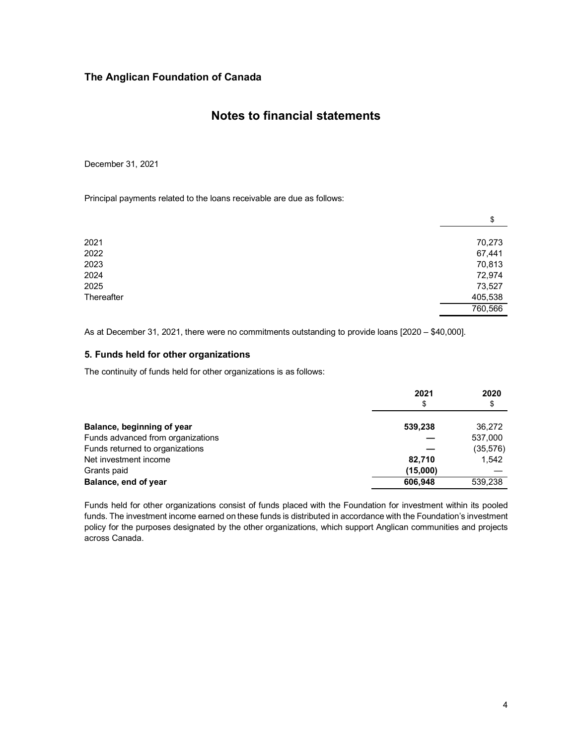## The Anglican Foundation of Canada

# Notes to financial statements

December 31, 2021

Principal payments related to the loans receivable are due as follows:

| | $ |
|---|---|
| 2021 | 70,273 |
| 2022 | 67,441 |
| 2023 | 70,813 |
| 2024 | 72,974 |
| 2025 | 73,527 |
| Thereafter | 405,538 |
| | 760,566 |

As at December 31, 2021, there were no commitments outstanding to provide loans [2020 – $40,000].

### 5. Funds held for other organizations

The continuity of funds held for other organizations is as follows:

| | **2021** $ | **2020** $ |
|---|---|---|
| **Balance, beginning of year** | **539,238** | 36,272 |
| Funds advanced from organizations | **—** | 537,000 |
| Funds returned to organizations | **—** | (35,576) |
| Net investment income | **82,710** | 1,542 |
| Grants paid | **(15,000)** | — |
| **Balance, end of year** | **606,948** | 539,238 |

Funds held for other organizations consist of funds placed with the Foundation for investment within its pooled funds. The investment income earned on these funds is distributed in accordance with the Foundation's investment policy for the purposes designated by the other organizations, which support Anglican communities and projects across Canada.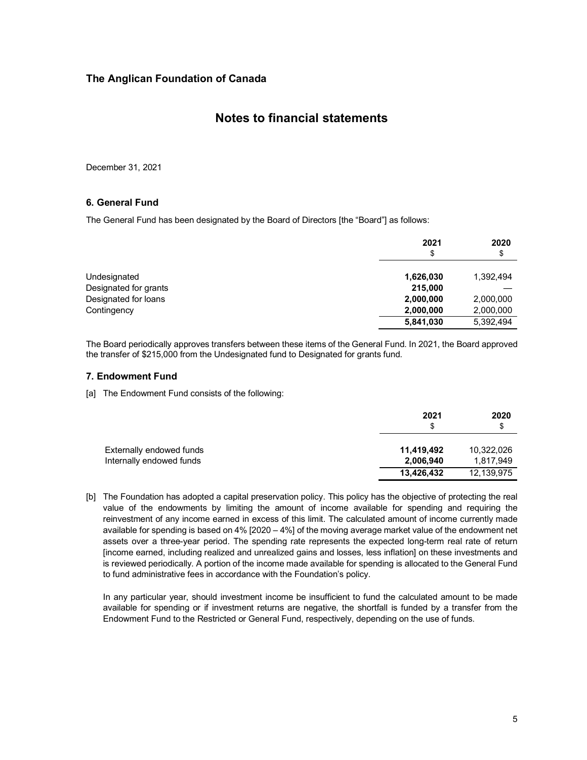## The Anglican Foundation of Canada

# Notes to financial statements

December 31, 2021

### 6. General Fund

The General Fund has been designated by the Board of Directors [the "Board"] as follows:

| | 2021<br>$ | 2020<br>$ |
|---|---|---|
| Undesignated | **1,626,030** | 1,392,494 |
| Designated for grants | **215,000** | — |
| Designated for loans | **2,000,000** | 2,000,000 |
| Contingency | **2,000,000** | 2,000,000 |
| | **5,841,030** | 5,392,494 |

The Board periodically approves transfers between these items of the General Fund. In 2021, the Board approved the transfer of $215,000 from the Undesignated fund to Designated for grants fund.

### 7. Endowment Fund

[a] The Endowment Fund consists of the following:

| | 2021<br>$ | 2020<br>$ |
|---|---|---|
| Externally endowed funds | **11,419,492** | 10,322,026 |
| Internally endowed funds | **2,006,940** | 1,817,949 |
| | **13,426,432** | 12,139,975 |

[b] The Foundation has adopted a capital preservation policy. This policy has the objective of protecting the real value of the endowments by limiting the amount of income available for spending and requiring the reinvestment of any income earned in excess of this limit. The calculated amount of income currently made available for spending is based on 4% [2020 – 4%] of the moving average market value of the endowment net assets over a three-year period. The spending rate represents the expected long-term real rate of return [income earned, including realized and unrealized gains and losses, less inflation] on these investments and is reviewed periodically. A portion of the income made available for spending is allocated to the General Fund to fund administrative fees in accordance with the Foundation's policy.

In any particular year, should investment income be insufficient to fund the calculated amount to be made available for spending or if investment returns are negative, the shortfall is funded by a transfer from the Endowment Fund to the Restricted or General Fund, respectively, depending on the use of funds.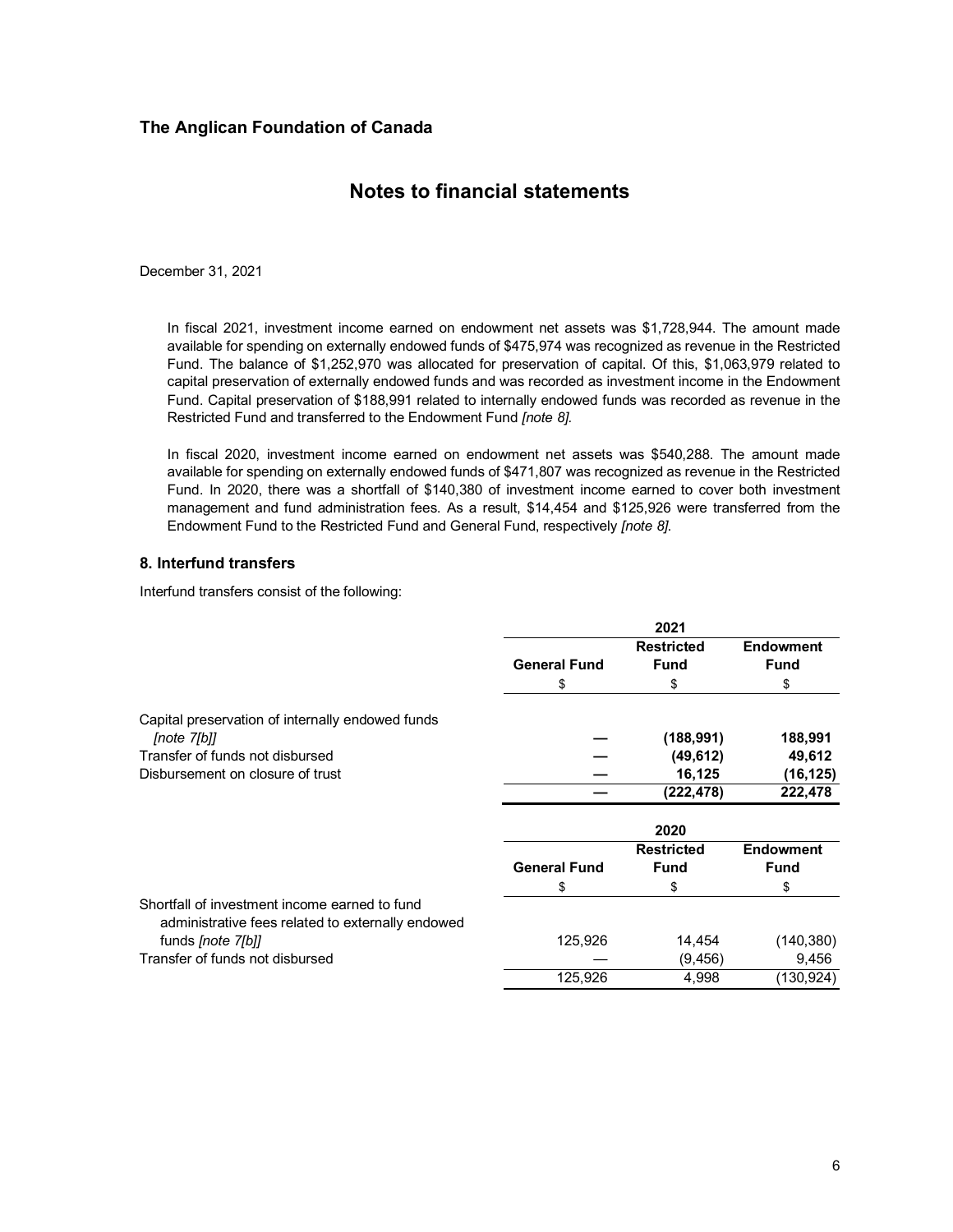## The Anglican Foundation of Canada

# Notes to financial statements

December 31, 2021

In fiscal 2021, investment income earned on endowment net assets was $1,728,944. The amount made available for spending on externally endowed funds of $475,974 was recognized as revenue in the Restricted Fund. The balance of $1,252,970 was allocated for preservation of capital. Of this, $1,063,979 related to capital preservation of externally endowed funds and was recorded as investment income in the Endowment Fund. Capital preservation of $188,991 related to internally endowed funds was recorded as revenue in the Restricted Fund and transferred to the Endowment Fund *[note 8]*.

In fiscal 2020, investment income earned on endowment net assets was $540,288. The amount made available for spending on externally endowed funds of $471,807 was recognized as revenue in the Restricted Fund. In 2020, there was a shortfall of $140,380 of investment income earned to cover both investment management and fund administration fees. As a result, $14,454 and $125,926 were transferred from the Endowment Fund to the Restricted Fund and General Fund, respectively *[note 8]*.

### 8. Interfund transfers

Interfund transfers consist of the following:

| | 2021 | | |
|---|---|---|---|
| | **General Fund** | **Restricted Fund** | **Endowment Fund** |
| | $ | $ | $ |
| Capital preservation of internally endowed funds *[note 7[b]]* | **—** | **(188,991)** | **188,991** |
| Transfer of funds not disbursed | **—** | **(49,612)** | **49,612** |
| Disbursement on closure of trust | **—** | **16,125** | **(16,125)** |
| | **—** | **(222,478)** | **222,478** |

| | 2020 | | |
|---|---|---|---|
| | **General Fund** | **Restricted Fund** | **Endowment Fund** |
| | $ | $ | $ |
| Shortfall of investment income earned to fund administrative fees related to externally endowed funds *[note 7[b]]* | 125,926 | 14,454 | (140,380) |
| Transfer of funds not disbursed | — | (9,456) | 9,456 |
| | 125,926 | 4,998 | (130,924) |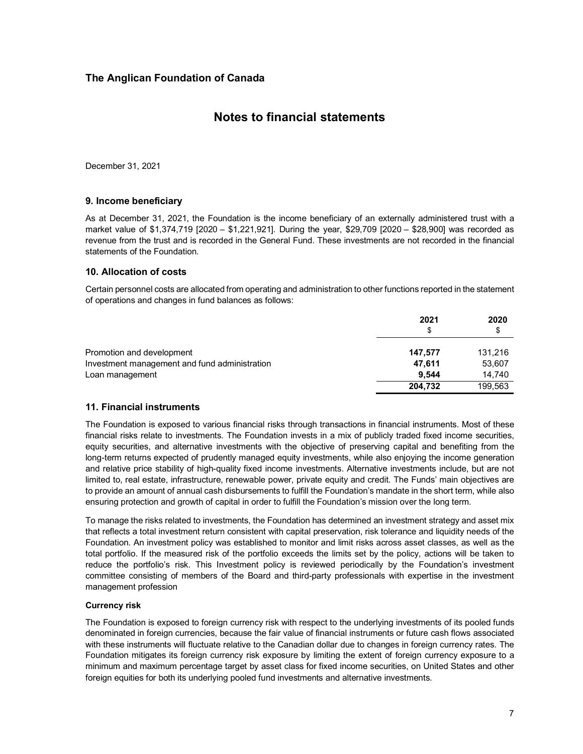## The Anglican Foundation of Canada

# Notes to financial statements

December 31, 2021

### 9. Income beneficiary

As at December 31, 2021, the Foundation is the income beneficiary of an externally administered trust with a market value of $1,374,719 [2020 – $1,221,921]. During the year, $29,709 [2020 – $28,900] was recorded as revenue from the trust and is recorded in the General Fund. These investments are not recorded in the financial statements of the Foundation.

### 10. Allocation of costs

Certain personnel costs are allocated from operating and administration to other functions reported in the statement of operations and changes in fund balances as follows:

| | 2021<br>$ | 2020<br>$ |
|---|---|---|
| Promotion and development | **147,577** | 131,216 |
| Investment management and fund administration | **47,611** | 53,607 |
| Loan management | **9,544** | 14,740 |
| | **204,732** | 199,563 |

### 11. Financial instruments

The Foundation is exposed to various financial risks through transactions in financial instruments. Most of these financial risks relate to investments. The Foundation invests in a mix of publicly traded fixed income securities, equity securities, and alternative investments with the objective of preserving capital and benefiting from the long-term returns expected of prudently managed equity investments, while also enjoying the income generation and relative price stability of high-quality fixed income investments. Alternative investments include, but are not limited to, real estate, infrastructure, renewable power, private equity and credit. The Funds' main objectives are to provide an amount of annual cash disbursements to fulfill the Foundation's mandate in the short term, while also ensuring protection and growth of capital in order to fulfill the Foundation's mission over the long term.

To manage the risks related to investments, the Foundation has determined an investment strategy and asset mix that reflects a total investment return consistent with capital preservation, risk tolerance and liquidity needs of the Foundation. An investment policy was established to monitor and limit risks across asset classes, as well as the total portfolio. If the measured risk of the portfolio exceeds the limits set by the policy, actions will be taken to reduce the portfolio's risk. This Investment policy is reviewed periodically by the Foundation's investment committee consisting of members of the Board and third-party professionals with expertise in the investment management profession

**Currency risk**

The Foundation is exposed to foreign currency risk with respect to the underlying investments of its pooled funds denominated in foreign currencies, because the fair value of financial instruments or future cash flows associated with these instruments will fluctuate relative to the Canadian dollar due to changes in foreign currency rates. The Foundation mitigates its foreign currency risk exposure by limiting the extent of foreign currency exposure to a minimum and maximum percentage target by asset class for fixed income securities, on United States and other foreign equities for both its underlying pooled fund investments and alternative investments.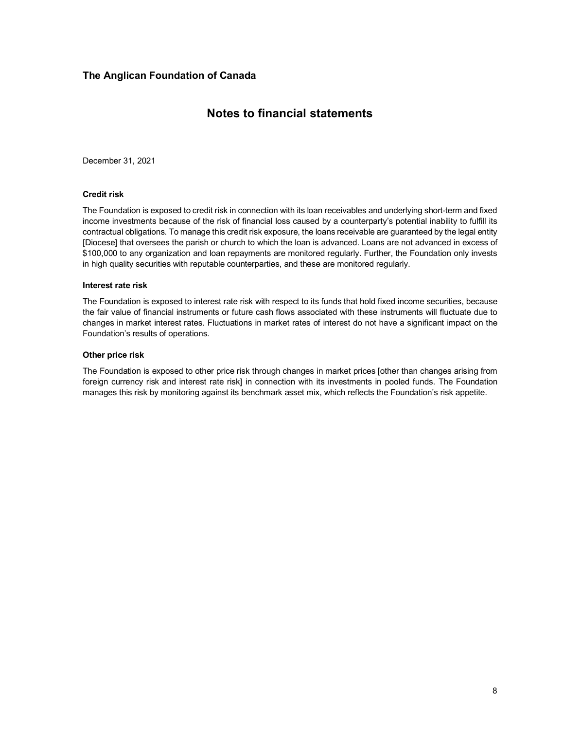**The Anglican Foundation of Canada**

# Notes to financial statements

December 31, 2021

### Credit risk

The Foundation is exposed to credit risk in connection with its loan receivables and underlying short-term and fixed income investments because of the risk of financial loss caused by a counterparty's potential inability to fulfill its contractual obligations. To manage this credit risk exposure, the loans receivable are guaranteed by the legal entity [Diocese] that oversees the parish or church to which the loan is advanced. Loans are not advanced in excess of $100,000 to any organization and loan repayments are monitored regularly. Further, the Foundation only invests in high quality securities with reputable counterparties, and these are monitored regularly.

### Interest rate risk

The Foundation is exposed to interest rate risk with respect to its funds that hold fixed income securities, because the fair value of financial instruments or future cash flows associated with these instruments will fluctuate due to changes in market interest rates. Fluctuations in market rates of interest do not have a significant impact on the Foundation's results of operations.

### Other price risk

The Foundation is exposed to other price risk through changes in market prices [other than changes arising from foreign currency risk and interest rate risk] in connection with its investments in pooled funds. The Foundation manages this risk by monitoring against its benchmark asset mix, which reflects the Foundation's risk appetite.